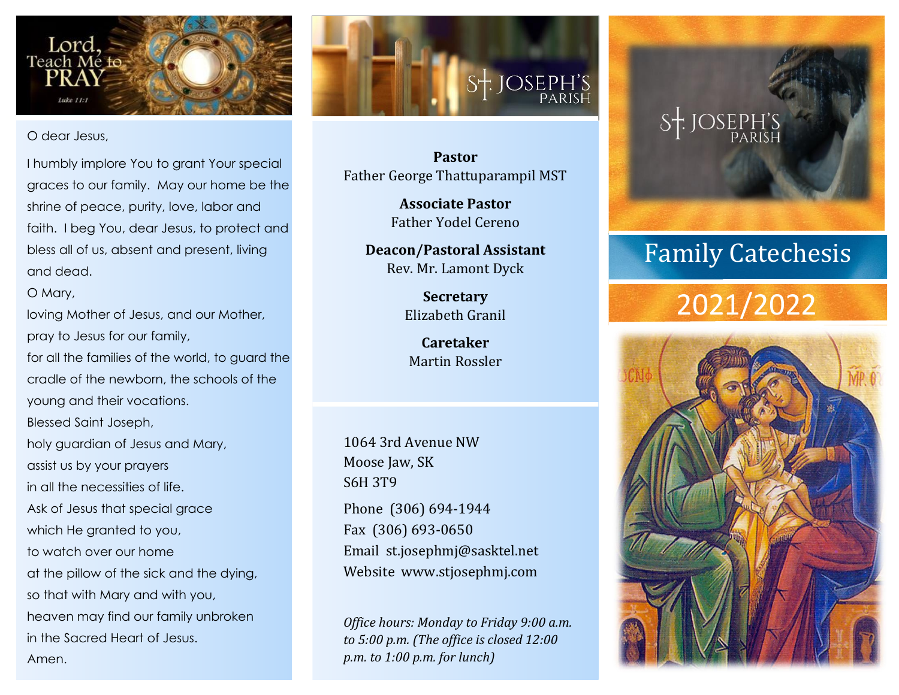Lord, Teach Me to PRAY

Luke 11:1

O dear Jesus,

I humbly implore You to grant Your special graces to our family. May our home be the shrine of peace, purity, love, labor and faith. I beg You, dear Jesus, to protect and bless all of us, absent and present, living and dead.

O Mary,
loving Mother of Jesus, and our Mother,
pray to Jesus for our family,
for all the families of the world, to guard the cradle of the newborn, the schools of the young and their vocations.

Blessed Saint Joseph,
holy guardian of Jesus and Mary,
assist us by your prayers
in all the necessities of life.
Ask of Jesus that special grace
which He granted to you,
to watch over our home
at the pillow of the sick and the dying,
so that with Mary and with you,
heaven may find our family unbroken
in the Sacred Heart of Jesus.
Amen.

St. JOSEPH'S PARISH

**Pastor**
Father George Thattuparampil MST

**Associate Pastor**
Father Yodel Cereno

**Deacon/Pastoral Assistant**
Rev. Mr. Lamont Dyck

**Secretary**
Elizabeth Granil

**Caretaker**
Martin Rossler

1064 3rd Avenue NW
Moose Jaw, SK
S6H 3T9

Phone (306) 694-1944
Fax (306) 693-0650
Email st.josephmj@sasktel.net
Website www.stjosephmj.com

*Office hours: Monday to Friday 9:00 a.m. to 5:00 p.m. (The office is closed 12:00 p.m. to 1:00 p.m. for lunch)*

St. JOSEPH'S PARISH

# Family Catechesis

## 2021/2022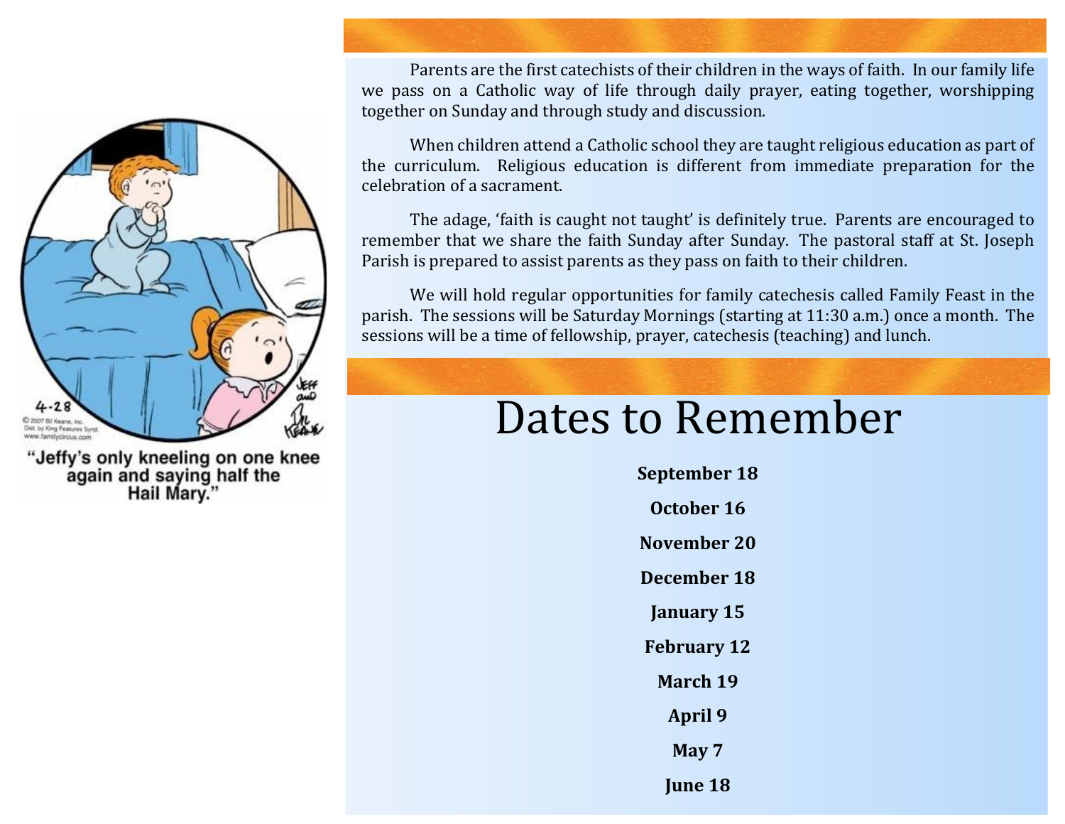“Jeffy’s only kneeling on one knee again and saying half the Hail Mary.”

Parents are the first catechists of their children in the ways of faith. In our family life we pass on a Catholic way of life through daily prayer, eating together, worshipping together on Sunday and through study and discussion.

When children attend a Catholic school they are taught religious education as part of the curriculum. Religious education is different from immediate preparation for the celebration of a sacrament.

The adage, ‘faith is caught not taught’ is definitely true. Parents are encouraged to remember that we share the faith Sunday after Sunday. The pastoral staff at St. Joseph Parish is prepared to assist parents as they pass on faith to their children.

We will hold regular opportunities for family catechesis called Family Feast in the parish. The sessions will be Saturday Mornings (starting at 11:30 a.m.) once a month. The sessions will be a time of fellowship, prayer, catechesis (teaching) and lunch.

# Dates to Remember

**September 18**

**October 16**

**November 20**

**December 18**

**January 15**

**February 12**

**March 19**

**April 9**

**May 7**

**June 18**